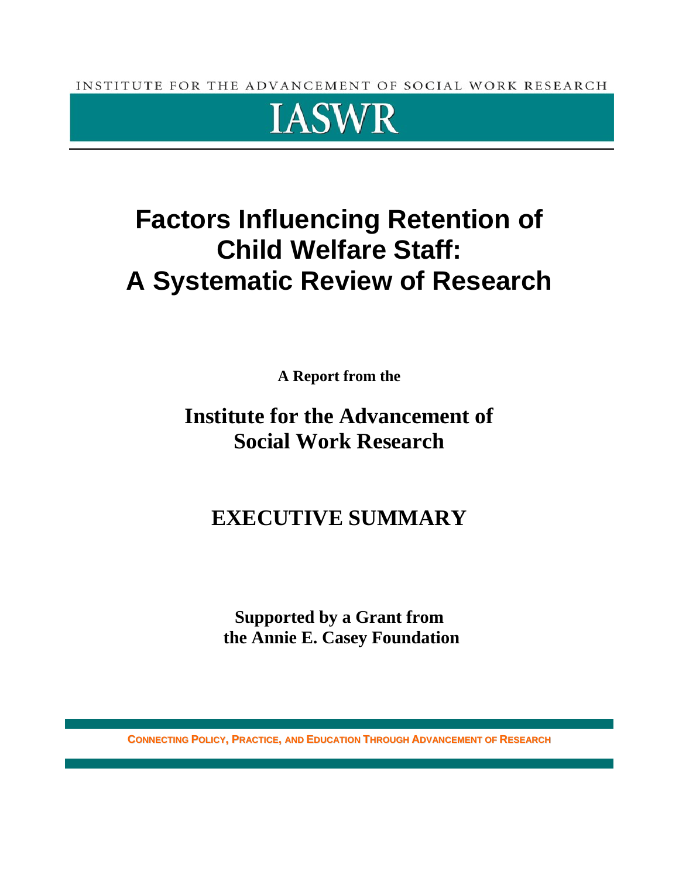INSTITUTE FOR THE ADVANCEMENT OF SOCIAL WORK RESEARCH

# IASWR

# Factors Influencing Retention of Child Welfare Staff: A Systematic Review of Research

**A Report from the**

## Institute for the Advancement of Social Work Research

## EXECUTIVE SUMMARY

**Supported by a Grant from the Annie E. Casey Foundation**

CONNECTING POLICY, PRACTICE, AND EDUCATION THROUGH ADVANCEMENT OF RESEARCH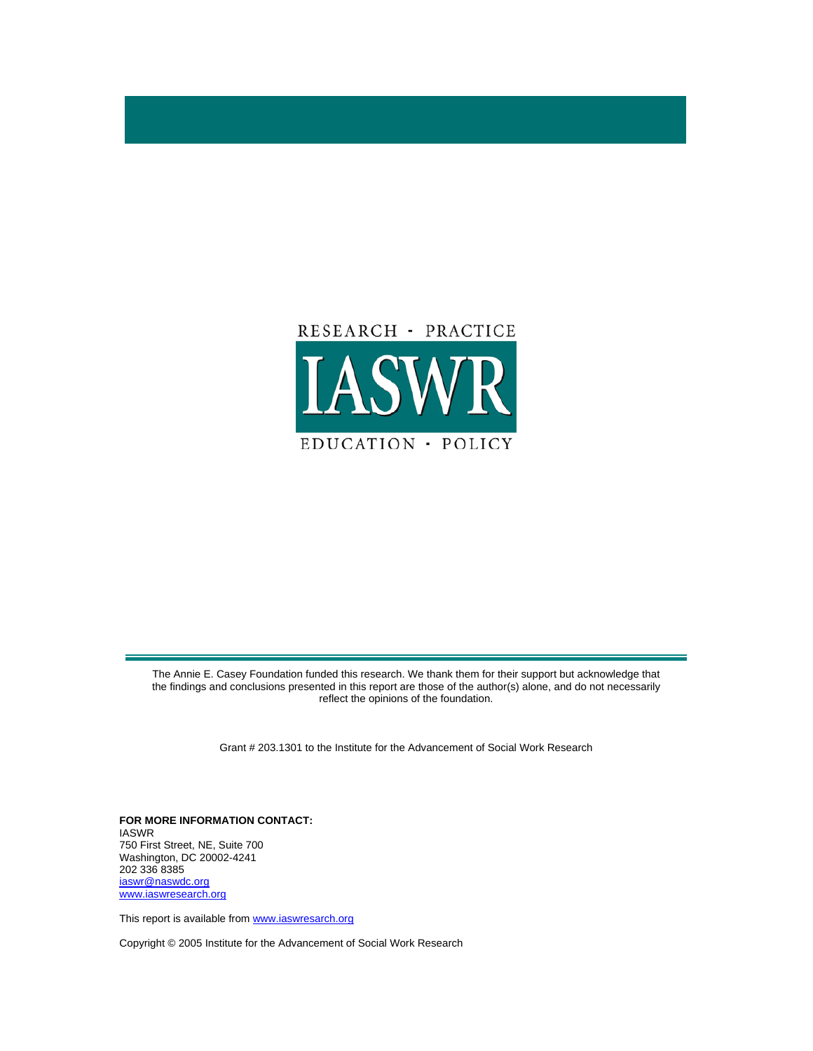RESEARCH · PRACTICE

IASWR

EDUCATION · POLICY

The Annie E. Casey Foundation funded this research. We thank them for their support but acknowledge that the findings and conclusions presented in this report are those of the author(s) alone, and do not necessarily reflect the opinions of the foundation.

Grant # 203.1301 to the Institute for the Advancement of Social Work Research

**FOR MORE INFORMATION CONTACT:**
IASWR
750 First Street, NE, Suite 700
Washington, DC 20002-4241
202 336 8385
iaswr@naswdc.org
www.iaswresearch.org

This report is available from www.iaswresarch.org

Copyright © 2005 Institute for the Advancement of Social Work Research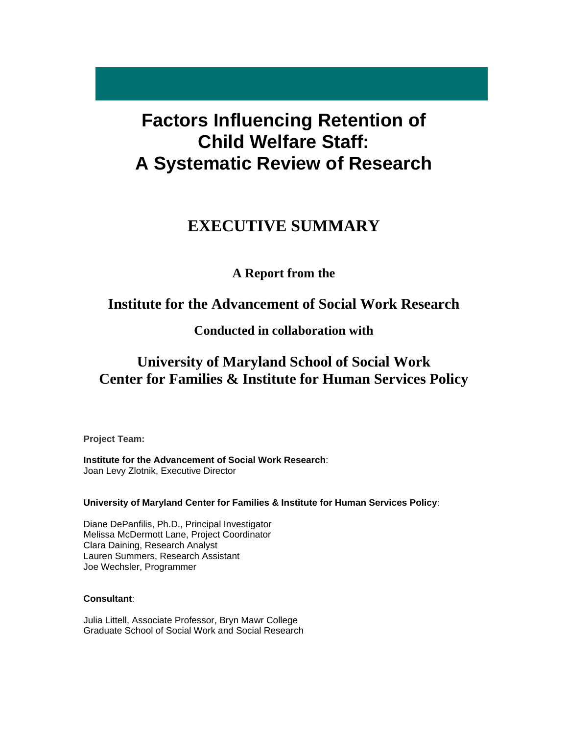# Factors Influencing Retention of Child Welfare Staff: A Systematic Review of Research

## EXECUTIVE SUMMARY

**A Report from the**

**Institute for the Advancement of Social Work Research**

**Conducted in collaboration with**

**University of Maryland School of Social Work**
**Center for Families & Institute for Human Services Policy**

**Project Team:**

**Institute for the Advancement of Social Work Research**:
Joan Levy Zlotnik, Executive Director

**University of Maryland Center for Families & Institute for Human Services Policy**:

Diane DePanfilis, Ph.D., Principal Investigator
Melissa McDermott Lane, Project Coordinator
Clara Daining, Research Analyst
Lauren Summers, Research Assistant
Joe Wechsler, Programmer

**Consultant**:

Julia Littell, Associate Professor, Bryn Mawr College
Graduate School of Social Work and Social Research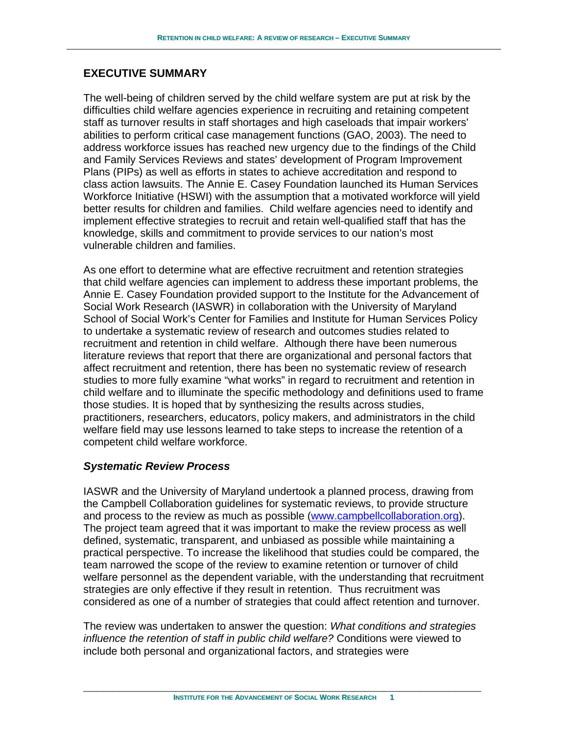## EXECUTIVE SUMMARY

The well-being of children served by the child welfare system are put at risk by the difficulties child welfare agencies experience in recruiting and retaining competent staff as turnover results in staff shortages and high caseloads that impair workers' abilities to perform critical case management functions (GAO, 2003). The need to address workforce issues has reached new urgency due to the findings of the Child and Family Services Reviews and states' development of Program Improvement Plans (PIPs) as well as efforts in states to achieve accreditation and respond to class action lawsuits. The Annie E. Casey Foundation launched its Human Services Workforce Initiative (HSWI) with the assumption that a motivated workforce will yield better results for children and families. Child welfare agencies need to identify and implement effective strategies to recruit and retain well-qualified staff that has the knowledge, skills and commitment to provide services to our nation's most vulnerable children and families.

As one effort to determine what are effective recruitment and retention strategies that child welfare agencies can implement to address these important problems, the Annie E. Casey Foundation provided support to the Institute for the Advancement of Social Work Research (IASWR) in collaboration with the University of Maryland School of Social Work's Center for Families and Institute for Human Services Policy to undertake a systematic review of research and outcomes studies related to recruitment and retention in child welfare. Although there have been numerous literature reviews that report that there are organizational and personal factors that affect recruitment and retention, there has been no systematic review of research studies to more fully examine "what works" in regard to recruitment and retention in child welfare and to illuminate the specific methodology and definitions used to frame those studies. It is hoped that by synthesizing the results across studies, practitioners, researchers, educators, policy makers, and administrators in the child welfare field may use lessons learned to take steps to increase the retention of a competent child welfare workforce.

### *Systematic Review Process*

IASWR and the University of Maryland undertook a planned process, drawing from the Campbell Collaboration guidelines for systematic reviews, to provide structure and process to the review as much as possible (www.campbellcollaboration.org). The project team agreed that it was important to make the review process as well defined, systematic, transparent, and unbiased as possible while maintaining a practical perspective. To increase the likelihood that studies could be compared, the team narrowed the scope of the review to examine retention or turnover of child welfare personnel as the dependent variable, with the understanding that recruitment strategies are only effective if they result in retention. Thus recruitment was considered as one of a number of strategies that could affect retention and turnover.

The review was undertaken to answer the question: *What conditions and strategies influence the retention of staff in public child welfare?* Conditions were viewed to include both personal and organizational factors, and strategies were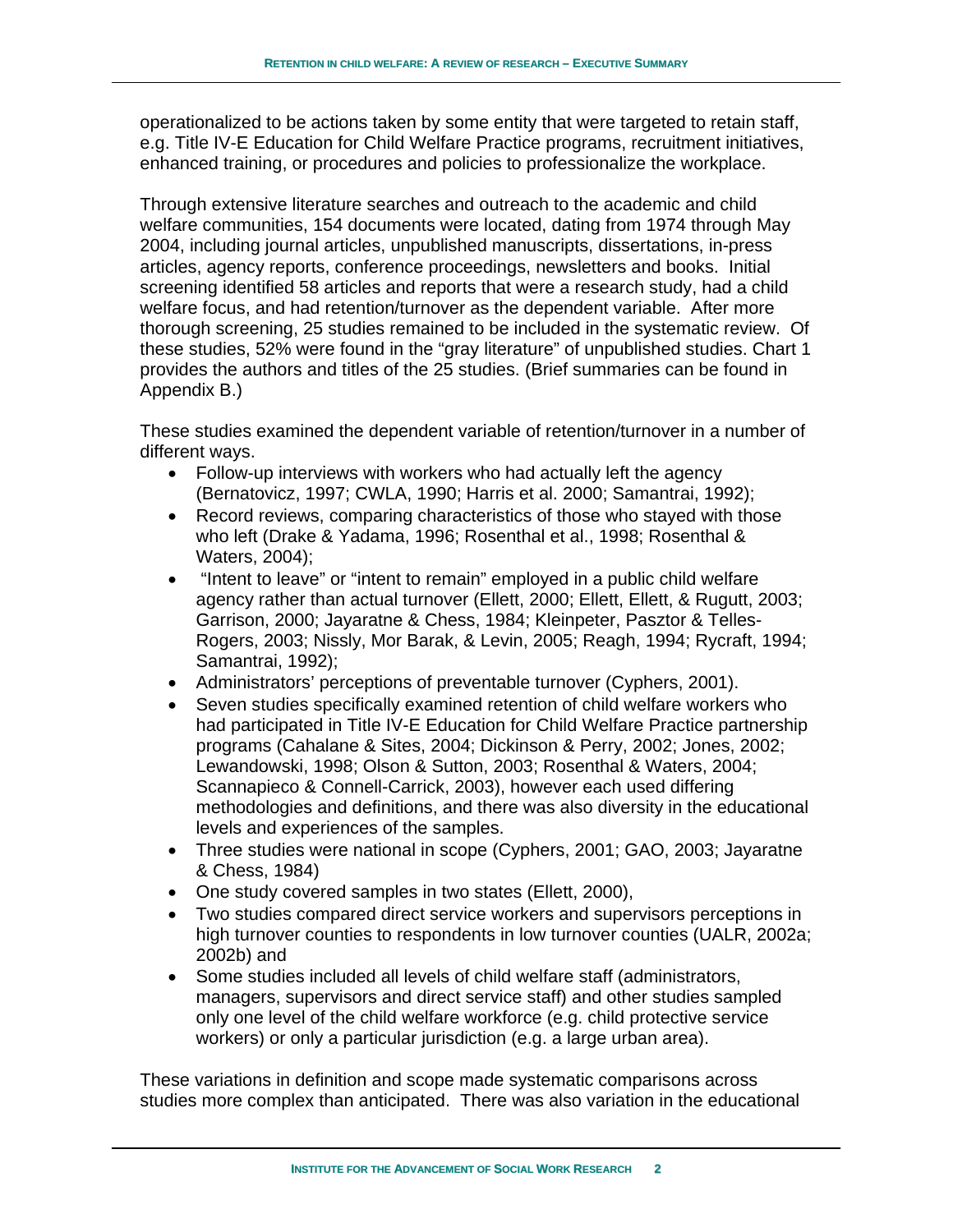operationalized to be actions taken by some entity that were targeted to retain staff, e.g. Title IV-E Education for Child Welfare Practice programs, recruitment initiatives, enhanced training, or procedures and policies to professionalize the workplace.

Through extensive literature searches and outreach to the academic and child welfare communities, 154 documents were located, dating from 1974 through May 2004, including journal articles, unpublished manuscripts, dissertations, in-press articles, agency reports, conference proceedings, newsletters and books. Initial screening identified 58 articles and reports that were a research study, had a child welfare focus, and had retention/turnover as the dependent variable. After more thorough screening, 25 studies remained to be included in the systematic review. Of these studies, 52% were found in the "gray literature" of unpublished studies. Chart 1 provides the authors and titles of the 25 studies. (Brief summaries can be found in Appendix B.)

These studies examined the dependent variable of retention/turnover in a number of different ways.

- Follow-up interviews with workers who had actually left the agency (Bernatovicz, 1997; CWLA, 1990; Harris et al. 2000; Samantrai, 1992);
- Record reviews, comparing characteristics of those who stayed with those who left (Drake & Yadama, 1996; Rosenthal et al., 1998; Rosenthal & Waters, 2004);
- "Intent to leave" or "intent to remain" employed in a public child welfare agency rather than actual turnover (Ellett, 2000; Ellett, Ellett, & Rugutt, 2003; Garrison, 2000; Jayaratne & Chess, 1984; Kleinpeter, Pasztor & Telles-Rogers, 2003; Nissly, Mor Barak, & Levin, 2005; Reagh, 1994; Rycraft, 1994; Samantrai, 1992);
- Administrators' perceptions of preventable turnover (Cyphers, 2001).
- Seven studies specifically examined retention of child welfare workers who had participated in Title IV-E Education for Child Welfare Practice partnership programs (Cahalane & Sites, 2004; Dickinson & Perry, 2002; Jones, 2002; Lewandowski, 1998; Olson & Sutton, 2003; Rosenthal & Waters, 2004; Scannapieco & Connell-Carrick, 2003), however each used differing methodologies and definitions, and there was also diversity in the educational levels and experiences of the samples.
- Three studies were national in scope (Cyphers, 2001; GAO, 2003; Jayaratne & Chess, 1984)
- One study covered samples in two states (Ellett, 2000),
- Two studies compared direct service workers and supervisors perceptions in high turnover counties to respondents in low turnover counties (UALR, 2002a; 2002b) and
- Some studies included all levels of child welfare staff (administrators, managers, supervisors and direct service staff) and other studies sampled only one level of the child welfare workforce (e.g. child protective service workers) or only a particular jurisdiction (e.g. a large urban area).

These variations in definition and scope made systematic comparisons across studies more complex than anticipated. There was also variation in the educational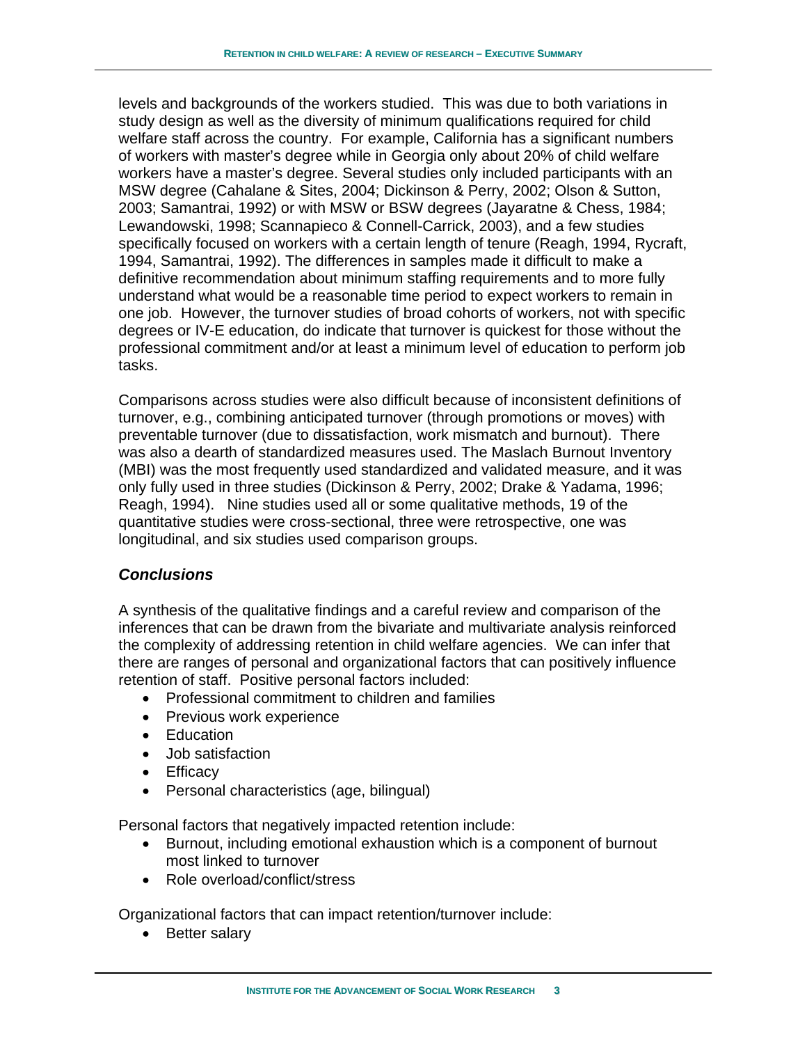levels and backgrounds of the workers studied. This was due to both variations in study design as well as the diversity of minimum qualifications required for child welfare staff across the country. For example, California has a significant numbers of workers with master's degree while in Georgia only about 20% of child welfare workers have a master's degree. Several studies only included participants with an MSW degree (Cahalane & Sites, 2004; Dickinson & Perry, 2002; Olson & Sutton, 2003; Samantrai, 1992) or with MSW or BSW degrees (Jayaratne & Chess, 1984; Lewandowski, 1998; Scannapieco & Connell-Carrick, 2003), and a few studies specifically focused on workers with a certain length of tenure (Reagh, 1994, Rycraft, 1994, Samantrai, 1992). The differences in samples made it difficult to make a definitive recommendation about minimum staffing requirements and to more fully understand what would be a reasonable time period to expect workers to remain in one job. However, the turnover studies of broad cohorts of workers, not with specific degrees or IV-E education, do indicate that turnover is quickest for those without the professional commitment and/or at least a minimum level of education to perform job tasks.

Comparisons across studies were also difficult because of inconsistent definitions of turnover, e.g., combining anticipated turnover (through promotions or moves) with preventable turnover (due to dissatisfaction, work mismatch and burnout). There was also a dearth of standardized measures used. The Maslach Burnout Inventory (MBI) was the most frequently used standardized and validated measure, and it was only fully used in three studies (Dickinson & Perry, 2002; Drake & Yadama, 1996; Reagh, 1994). Nine studies used all or some qualitative methods, 19 of the quantitative studies were cross-sectional, three were retrospective, one was longitudinal, and six studies used comparison groups.

### *Conclusions*

A synthesis of the qualitative findings and a careful review and comparison of the inferences that can be drawn from the bivariate and multivariate analysis reinforced the complexity of addressing retention in child welfare agencies. We can infer that there are ranges of personal and organizational factors that can positively influence retention of staff. Positive personal factors included:

- Professional commitment to children and families
- Previous work experience
- Education
- Job satisfaction
- Efficacy
- Personal characteristics (age, bilingual)

Personal factors that negatively impacted retention include:

- Burnout, including emotional exhaustion which is a component of burnout most linked to turnover
- Role overload/conflict/stress

Organizational factors that can impact retention/turnover include:

- Better salary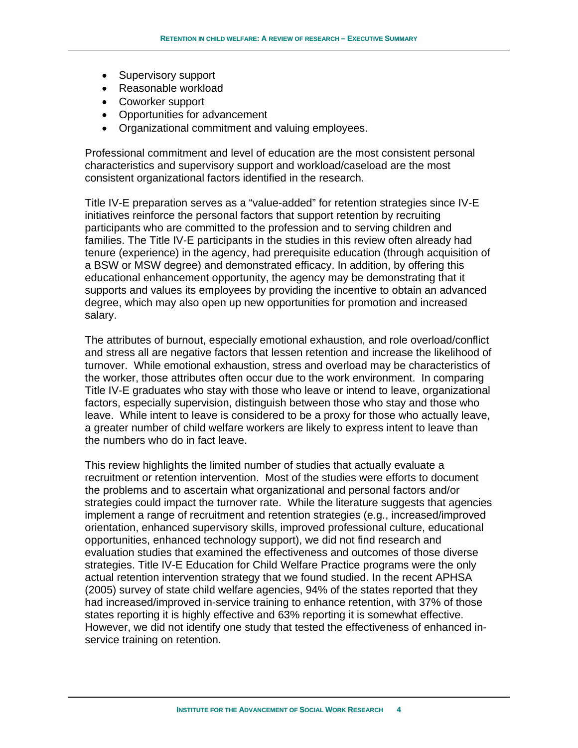- Supervisory support
- Reasonable workload
- Coworker support
- Opportunities for advancement
- Organizational commitment and valuing employees.

Professional commitment and level of education are the most consistent personal characteristics and supervisory support and workload/caseload are the most consistent organizational factors identified in the research.

Title IV-E preparation serves as a "value-added" for retention strategies since IV-E initiatives reinforce the personal factors that support retention by recruiting participants who are committed to the profession and to serving children and families. The Title IV-E participants in the studies in this review often already had tenure (experience) in the agency, had prerequisite education (through acquisition of a BSW or MSW degree) and demonstrated efficacy. In addition, by offering this educational enhancement opportunity, the agency may be demonstrating that it supports and values its employees by providing the incentive to obtain an advanced degree, which may also open up new opportunities for promotion and increased salary.

The attributes of burnout, especially emotional exhaustion, and role overload/conflict and stress all are negative factors that lessen retention and increase the likelihood of turnover. While emotional exhaustion, stress and overload may be characteristics of the worker, those attributes often occur due to the work environment. In comparing Title IV-E graduates who stay with those who leave or intend to leave, organizational factors, especially supervision, distinguish between those who stay and those who leave. While intent to leave is considered to be a proxy for those who actually leave, a greater number of child welfare workers are likely to express intent to leave than the numbers who do in fact leave.

This review highlights the limited number of studies that actually evaluate a recruitment or retention intervention. Most of the studies were efforts to document the problems and to ascertain what organizational and personal factors and/or strategies could impact the turnover rate. While the literature suggests that agencies implement a range of recruitment and retention strategies (e.g., increased/improved orientation, enhanced supervisory skills, improved professional culture, educational opportunities, enhanced technology support), we did not find research and evaluation studies that examined the effectiveness and outcomes of those diverse strategies. Title IV-E Education for Child Welfare Practice programs were the only actual retention intervention strategy that we found studied. In the recent APHSA (2005) survey of state child welfare agencies, 94% of the states reported that they had increased/improved in-service training to enhance retention, with 37% of those states reporting it is highly effective and 63% reporting it is somewhat effective. However, we did not identify one study that tested the effectiveness of enhanced in-service training on retention.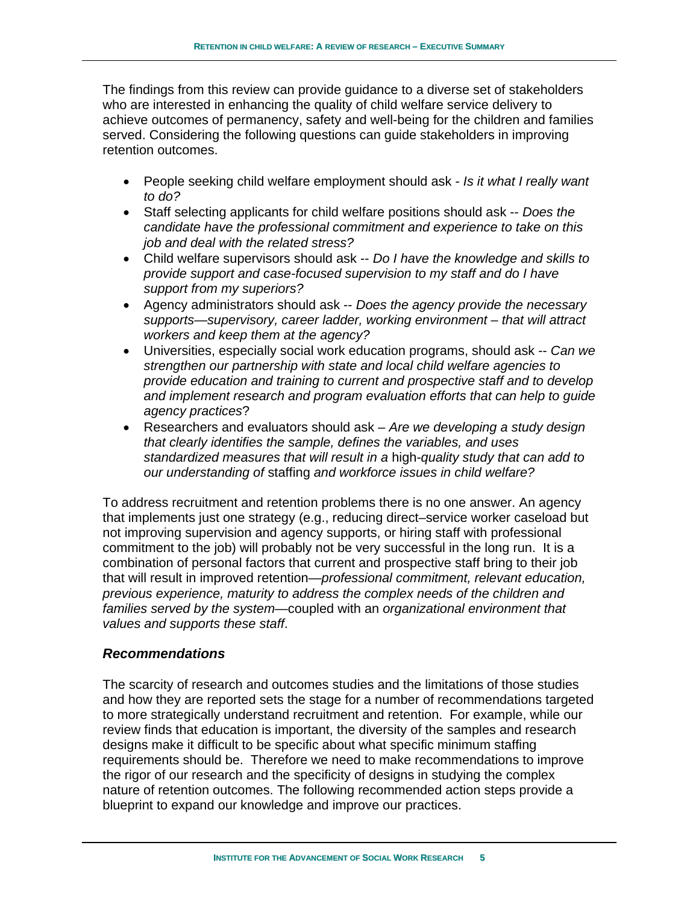The findings from this review can provide guidance to a diverse set of stakeholders who are interested in enhancing the quality of child welfare service delivery to achieve outcomes of permanency, safety and well-being for the children and families served. Considering the following questions can guide stakeholders in improving retention outcomes.

- People seeking child welfare employment should ask - *Is it what I really want to do?*
- Staff selecting applicants for child welfare positions should ask -- *Does the candidate have the professional commitment and experience to take on this job and deal with the related stress?*
- Child welfare supervisors should ask -- *Do I have the knowledge and skills to provide support and case-focused supervision to my staff and do I have support from my superiors?*
- Agency administrators should ask -- *Does the agency provide the necessary supports—supervisory, career ladder, working environment – that will attract workers and keep them at the agency?*
- Universities, especially social work education programs, should ask -- *Can we strengthen our partnership with state and local child welfare agencies to provide education and training to current and prospective staff and to develop and implement research and program evaluation efforts that can help to guide agency practices*?
- Researchers and evaluators should ask – *Are we developing a study design that clearly identifies the sample, defines the variables, and uses standardized measures that will result in a* high-*quality study that can add to our understanding of* staffing *and workforce issues in child welfare?*

To address recruitment and retention problems there is no one answer. An agency that implements just one strategy (e.g., reducing direct–service worker caseload but not improving supervision and agency supports, or hiring staff with professional commitment to the job) will probably not be very successful in the long run. It is a combination of personal factors that current and prospective staff bring to their job that will result in improved retention—*professional commitment, relevant education, previous experience, maturity to address the complex needs of the children and families served by the system*—coupled with an *organizational environment that values and supports these staff*.

### *Recommendations*

The scarcity of research and outcomes studies and the limitations of those studies and how they are reported sets the stage for a number of recommendations targeted to more strategically understand recruitment and retention. For example, while our review finds that education is important, the diversity of the samples and research designs make it difficult to be specific about what specific minimum staffing requirements should be. Therefore we need to make recommendations to improve the rigor of our research and the specificity of designs in studying the complex nature of retention outcomes. The following recommended action steps provide a blueprint to expand our knowledge and improve our practices.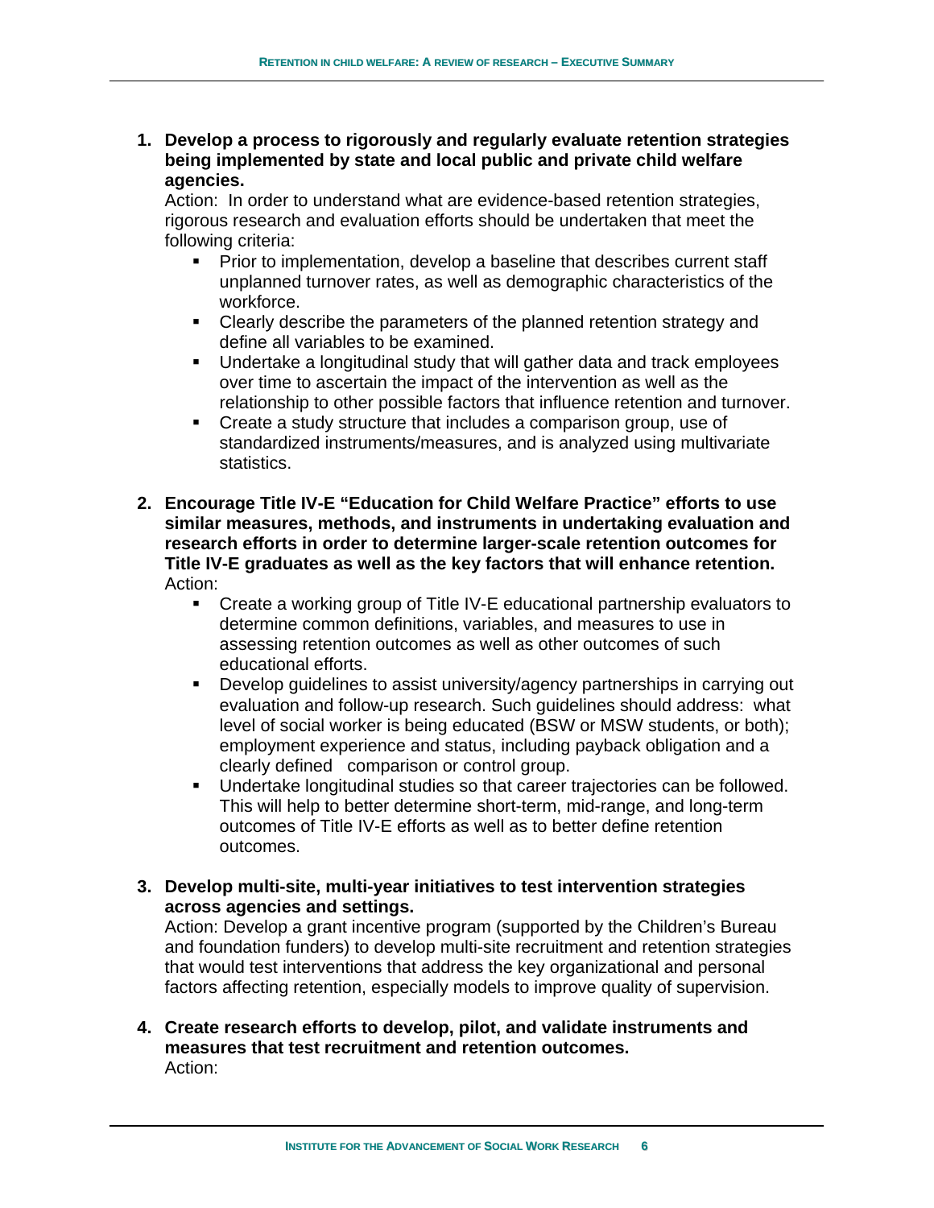1. **Develop a process to rigorously and regularly evaluate retention strategies being implemented by state and local public and private child welfare agencies.**
   Action: In order to understand what are evidence-based retention strategies, rigorous research and evaluation efforts should be undertaken that meet the following criteria:
   - Prior to implementation, develop a baseline that describes current staff unplanned turnover rates, as well as demographic characteristics of the workforce.
   - Clearly describe the parameters of the planned retention strategy and define all variables to be examined.
   - Undertake a longitudinal study that will gather data and track employees over time to ascertain the impact of the intervention as well as the relationship to other possible factors that influence retention and turnover.
   - Create a study structure that includes a comparison group, use of standardized instruments/measures, and is analyzed using multivariate statistics.

2. **Encourage Title IV-E "Education for Child Welfare Practice" efforts to use similar measures, methods, and instruments in undertaking evaluation and research efforts in order to determine larger-scale retention outcomes for Title IV-E graduates as well as the key factors that will enhance retention.**
   Action:
   - Create a working group of Title IV-E educational partnership evaluators to determine common definitions, variables, and measures to use in assessing retention outcomes as well as other outcomes of such educational efforts.
   - Develop guidelines to assist university/agency partnerships in carrying out evaluation and follow-up research. Such guidelines should address: what level of social worker is being educated (BSW or MSW students, or both); employment experience and status, including payback obligation and a clearly defined comparison or control group.
   - Undertake longitudinal studies so that career trajectories can be followed. This will help to better determine short-term, mid-range, and long-term outcomes of Title IV-E efforts as well as to better define retention outcomes.

3. **Develop multi-site, multi-year initiatives to test intervention strategies across agencies and settings.**
   Action: Develop a grant incentive program (supported by the Children's Bureau and foundation funders) to develop multi-site recruitment and retention strategies that would test interventions that address the key organizational and personal factors affecting retention, especially models to improve quality of supervision.

4. **Create research efforts to develop, pilot, and validate instruments and measures that test recruitment and retention outcomes.**
   Action: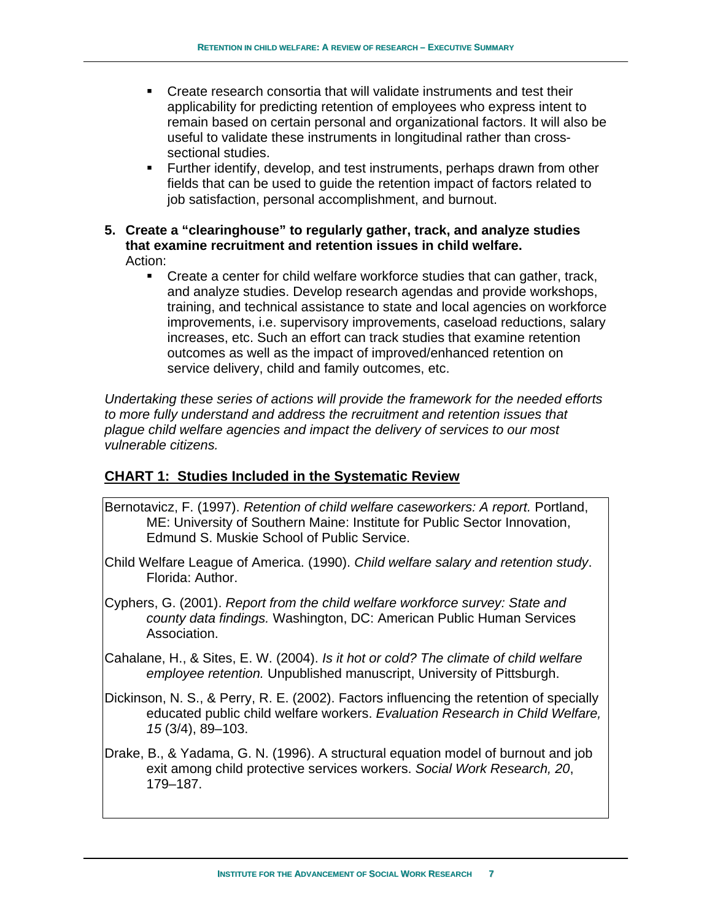- Create research consortia that will validate instruments and test their applicability for predicting retention of employees who express intent to remain based on certain personal and organizational factors. It will also be useful to validate these instruments in longitudinal rather than cross-sectional studies.
- Further identify, develop, and test instruments, perhaps drawn from other fields that can be used to guide the retention impact of factors related to job satisfaction, personal accomplishment, and burnout.

**5. Create a "clearinghouse" to regularly gather, track, and analyze studies that examine recruitment and retention issues in child welfare.**

Action:

- Create a center for child welfare workforce studies that can gather, track, and analyze studies. Develop research agendas and provide workshops, training, and technical assistance to state and local agencies on workforce improvements, i.e. supervisory improvements, caseload reductions, salary increases, etc. Such an effort can track studies that examine retention outcomes as well as the impact of improved/enhanced retention on service delivery, child and family outcomes, etc.

*Undertaking these series of actions will provide the framework for the needed efforts to more fully understand and address the recruitment and retention issues that plague child welfare agencies and impact the delivery of services to our most vulnerable citizens.*

## CHART 1: Studies Included in the Systematic Review

Bernotavicz, F. (1997). *Retention of child welfare caseworkers: A report.* Portland, ME: University of Southern Maine: Institute for Public Sector Innovation, Edmund S. Muskie School of Public Service.

Child Welfare League of America. (1990). *Child welfare salary and retention study*. Florida: Author.

Cyphers, G. (2001). *Report from the child welfare workforce survey: State and county data findings.* Washington, DC: American Public Human Services Association.

Cahalane, H., & Sites, E. W. (2004). *Is it hot or cold? The climate of child welfare employee retention.* Unpublished manuscript, University of Pittsburgh.

Dickinson, N. S., & Perry, R. E. (2002). Factors influencing the retention of specially educated public child welfare workers. *Evaluation Research in Child Welfare, 15* (3/4), 89–103.

Drake, B., & Yadama, G. N. (1996). A structural equation model of burnout and job exit among child protective services workers. *Social Work Research, 20*, 179–187.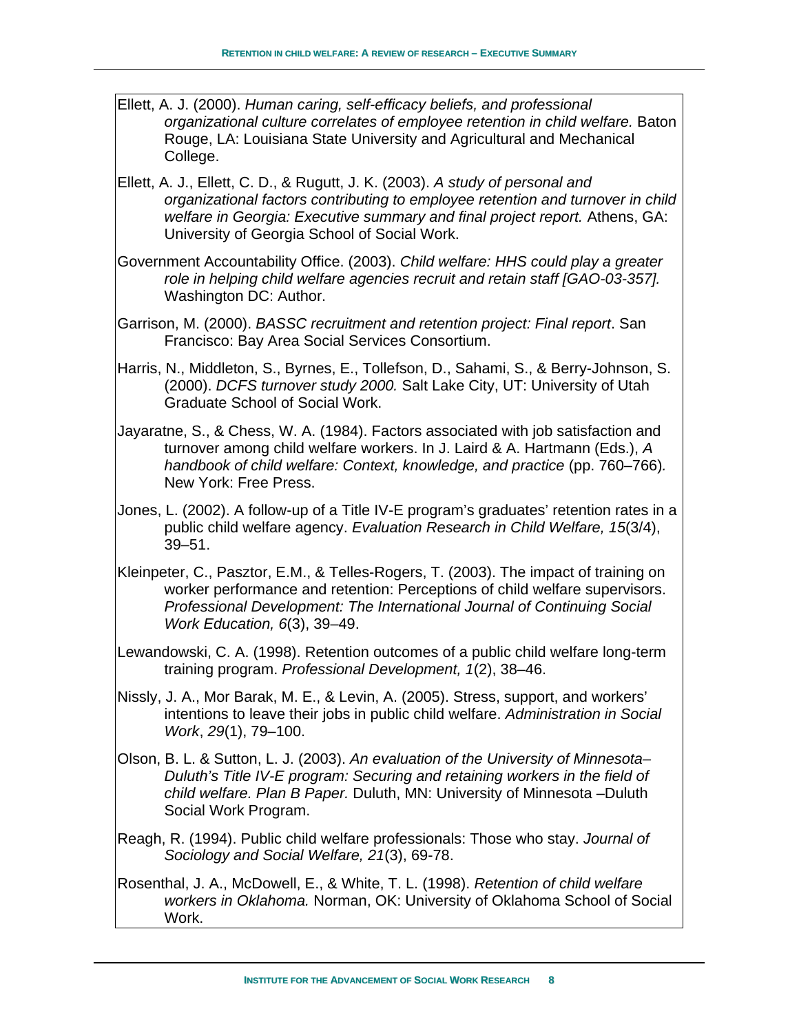Ellett, A. J. (2000). *Human caring, self-efficacy beliefs, and professional organizational culture correlates of employee retention in child welfare.* Baton Rouge, LA: Louisiana State University and Agricultural and Mechanical College.

Ellett, A. J., Ellett, C. D., & Rugutt, J. K. (2003). *A study of personal and organizational factors contributing to employee retention and turnover in child welfare in Georgia: Executive summary and final project report.* Athens, GA: University of Georgia School of Social Work.

Government Accountability Office. (2003). *Child welfare: HHS could play a greater role in helping child welfare agencies recruit and retain staff [GAO-03-357].* Washington DC: Author.

Garrison, M. (2000). *BASSC recruitment and retention project: Final report*. San Francisco: Bay Area Social Services Consortium.

Harris, N., Middleton, S., Byrnes, E., Tollefson, D., Sahami, S., & Berry-Johnson, S. (2000). *DCFS turnover study 2000.* Salt Lake City, UT: University of Utah Graduate School of Social Work.

Jayaratne, S., & Chess, W. A. (1984). Factors associated with job satisfaction and turnover among child welfare workers. In J. Laird & A. Hartmann (Eds.), *A handbook of child welfare: Context, knowledge, and practice* (pp. 760–766). New York: Free Press.

Jones, L. (2002). A follow-up of a Title IV-E program's graduates' retention rates in a public child welfare agency. *Evaluation Research in Child Welfare, 15*(3/4), 39–51.

Kleinpeter, C., Pasztor, E.M., & Telles-Rogers, T. (2003). The impact of training on worker performance and retention: Perceptions of child welfare supervisors. *Professional Development: The International Journal of Continuing Social Work Education, 6*(3), 39–49.

Lewandowski, C. A. (1998). Retention outcomes of a public child welfare long-term training program. *Professional Development, 1*(2), 38–46.

Nissly, J. A., Mor Barak, M. E., & Levin, A. (2005). Stress, support, and workers' intentions to leave their jobs in public child welfare. *Administration in Social Work*, *29*(1), 79–100.

Olson, B. L. & Sutton, L. J. (2003). *An evaluation of the University of Minnesota–Duluth's Title IV-E program: Securing and retaining workers in the field of child welfare. Plan B Paper.* Duluth, MN: University of Minnesota –Duluth Social Work Program.

Reagh, R. (1994). Public child welfare professionals: Those who stay. *Journal of Sociology and Social Welfare, 21*(3), 69-78.

Rosenthal, J. A., McDowell, E., & White, T. L. (1998). *Retention of child welfare workers in Oklahoma.* Norman, OK: University of Oklahoma School of Social Work.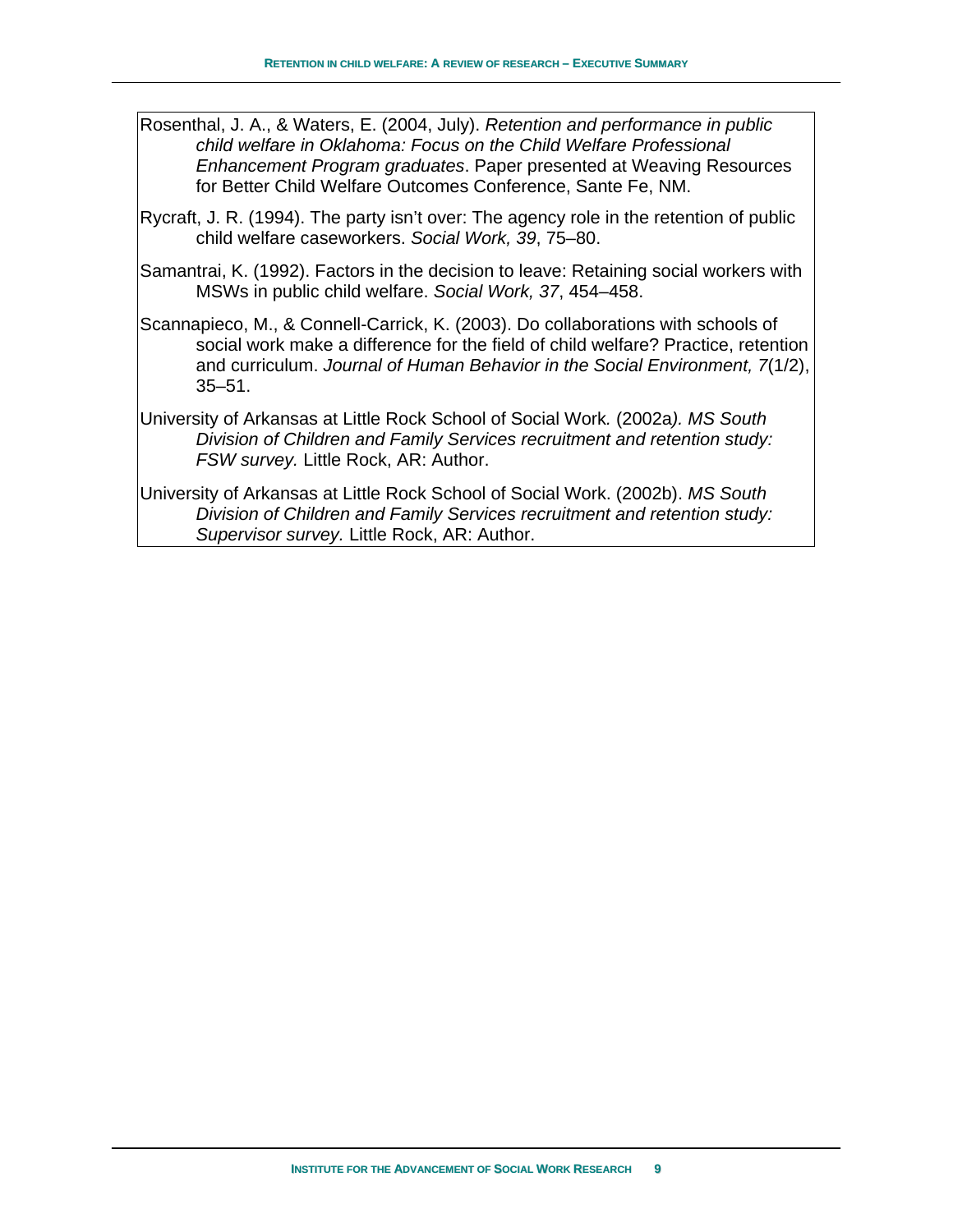Rosenthal, J. A., & Waters, E. (2004, July). *Retention and performance in public child welfare in Oklahoma: Focus on the Child Welfare Professional Enhancement Program graduates*. Paper presented at Weaving Resources for Better Child Welfare Outcomes Conference, Sante Fe, NM.

Rycraft, J. R. (1994). The party isn't over: The agency role in the retention of public child welfare caseworkers. *Social Work, 39*, 75–80.

Samantrai, K. (1992). Factors in the decision to leave: Retaining social workers with MSWs in public child welfare. *Social Work, 37*, 454–458.

Scannapieco, M., & Connell-Carrick, K. (2003). Do collaborations with schools of social work make a difference for the field of child welfare? Practice, retention and curriculum. *Journal of Human Behavior in the Social Environment, 7*(1/2), 35–51.

University of Arkansas at Little Rock School of Social Work. (2002a). *MS South Division of Children and Family Services recruitment and retention study: FSW survey.* Little Rock, AR: Author.

University of Arkansas at Little Rock School of Social Work. (2002b). *MS South Division of Children and Family Services recruitment and retention study: Supervisor survey.* Little Rock, AR: Author.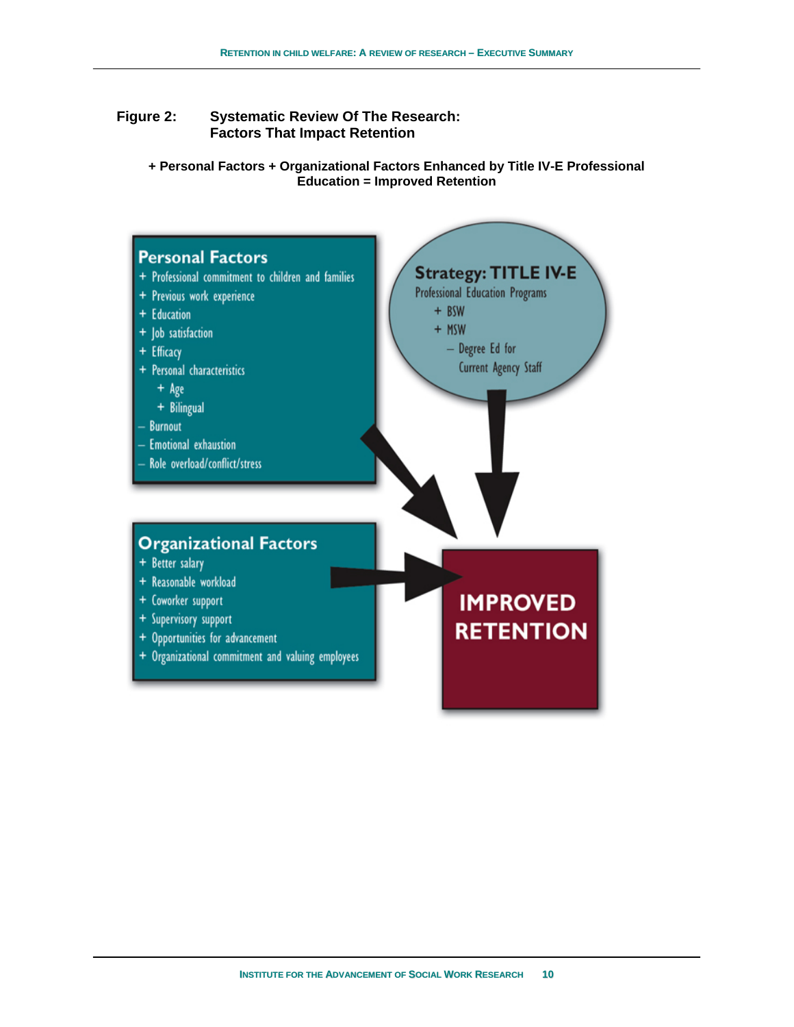**Figure 2: Systematic Review Of The Research: Factors That Impact Retention**

**+ Personal Factors + Organizational Factors Enhanced by Title IV-E Professional Education = Improved Retention**

### Personal Factors

- + Professional commitment to children and families
- + Previous work experience
- + Education
- + Job satisfaction
- + Efficacy
- + Personal characteristics
  - + Age
  - + Bilingual
- – Burnout
- – Emotional exhaustion
- – Role overload/conflict/stress

### Strategy: TITLE IV-E

Professional Education Programs

- + BSW
- + MSW
  - – Degree Ed for Current Agency Staff

### Organizational Factors

- + Better salary
- + Reasonable workload
- + Coworker support
- + Supervisory support
- + Opportunities for advancement
- + Organizational commitment and valuing employees

### IMPROVED RETENTION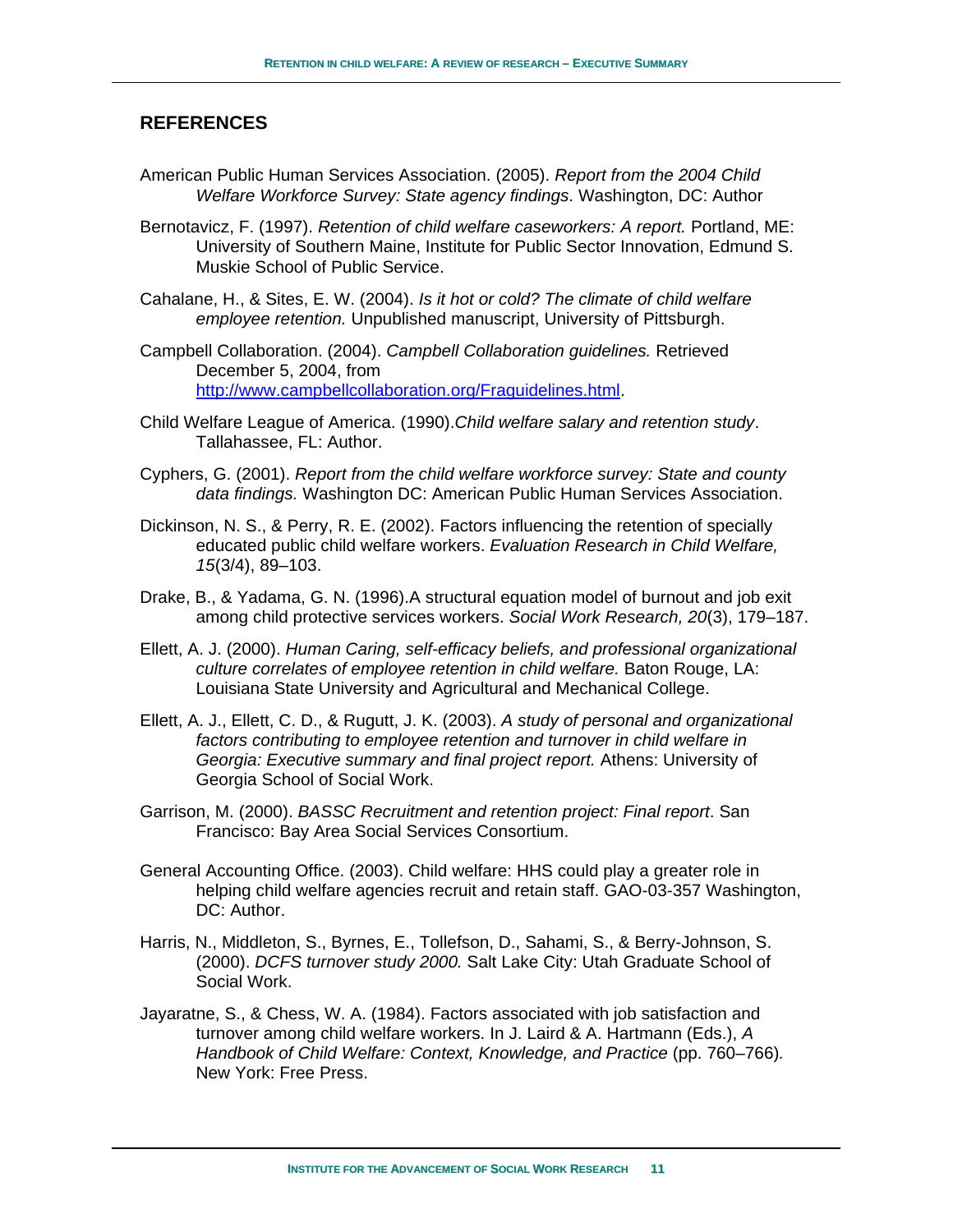## REFERENCES

American Public Human Services Association. (2005). *Report from the 2004 Child Welfare Workforce Survey: State agency findings*. Washington, DC: Author

Bernotavicz, F. (1997). *Retention of child welfare caseworkers: A report.* Portland, ME: University of Southern Maine, Institute for Public Sector Innovation, Edmund S. Muskie School of Public Service.

Cahalane, H., & Sites, E. W. (2004). *Is it hot or cold? The climate of child welfare employee retention.* Unpublished manuscript, University of Pittsburgh.

Campbell Collaboration. (2004). *Campbell Collaboration guidelines.* Retrieved December 5, 2004, from http://www.campbellcollaboration.org/Fraguidelines.html.

Child Welfare League of America. (1990).*Child welfare salary and retention study*. Tallahassee, FL: Author.

Cyphers, G. (2001). *Report from the child welfare workforce survey: State and county data findings.* Washington DC: American Public Human Services Association.

Dickinson, N. S., & Perry, R. E. (2002). Factors influencing the retention of specially educated public child welfare workers. *Evaluation Research in Child Welfare, 15*(3/4), 89–103.

Drake, B., & Yadama, G. N. (1996).A structural equation model of burnout and job exit among child protective services workers. *Social Work Research, 20*(3), 179–187.

Ellett, A. J. (2000). *Human Caring, self-efficacy beliefs, and professional organizational culture correlates of employee retention in child welfare.* Baton Rouge, LA: Louisiana State University and Agricultural and Mechanical College.

Ellett, A. J., Ellett, C. D., & Rugutt, J. K. (2003). *A study of personal and organizational factors contributing to employee retention and turnover in child welfare in Georgia: Executive summary and final project report.* Athens: University of Georgia School of Social Work.

Garrison, M. (2000). *BASSC Recruitment and retention project: Final report*. San Francisco: Bay Area Social Services Consortium.

General Accounting Office. (2003). Child welfare: HHS could play a greater role in helping child welfare agencies recruit and retain staff. GAO-03-357 Washington, DC: Author.

Harris, N., Middleton, S., Byrnes, E., Tollefson, D., Sahami, S., & Berry-Johnson, S. (2000). *DCFS turnover study 2000.* Salt Lake City: Utah Graduate School of Social Work.

Jayaratne, S., & Chess, W. A. (1984). Factors associated with job satisfaction and turnover among child welfare workers. In J. Laird & A. Hartmann (Eds.), *A Handbook of Child Welfare: Context, Knowledge, and Practice* (pp. 760–766)*.* New York: Free Press.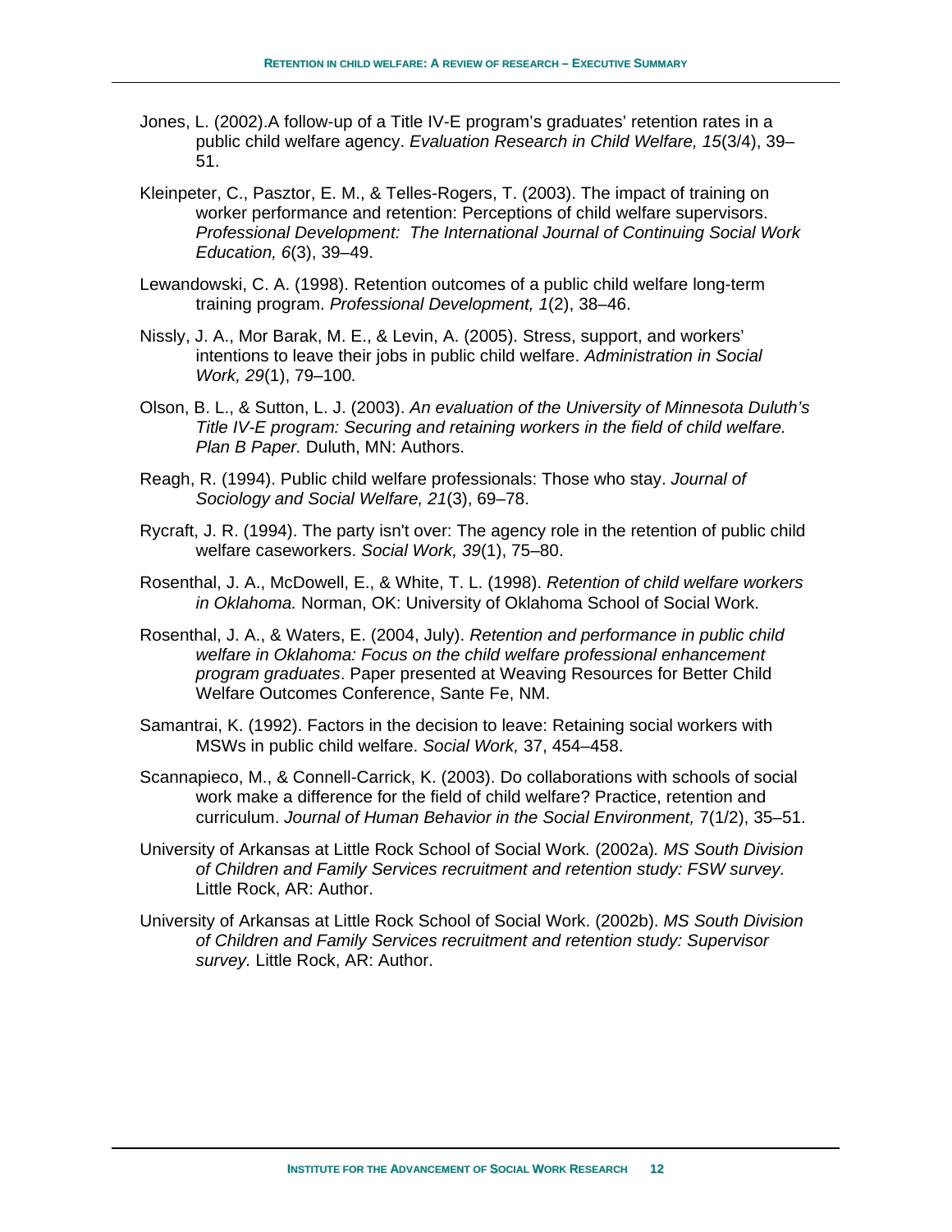Jones, L. (2002).A follow-up of a Title IV-E program's graduates' retention rates in a public child welfare agency. *Evaluation Research in Child Welfare, 15*(3/4), 39–51.

Kleinpeter, C., Pasztor, E. M., & Telles-Rogers, T. (2003). The impact of training on worker performance and retention: Perceptions of child welfare supervisors. *Professional Development: The International Journal of Continuing Social Work Education, 6*(3), 39–49.

Lewandowski, C. A. (1998). Retention outcomes of a public child welfare long-term training program. *Professional Development, 1*(2), 38–46.

Nissly, J. A., Mor Barak, M. E., & Levin, A. (2005). Stress, support, and workers' intentions to leave their jobs in public child welfare. *Administration in Social Work, 29*(1), 79–100*.*

Olson, B. L., & Sutton, L. J. (2003). *An evaluation of the University of Minnesota Duluth's Title IV-E program: Securing and retaining workers in the field of child welfare. Plan B Paper.* Duluth, MN: Authors.

Reagh, R. (1994). Public child welfare professionals: Those who stay. *Journal of Sociology and Social Welfare, 21*(3), 69–78.

Rycraft, J. R. (1994). The party isn't over: The agency role in the retention of public child welfare caseworkers. *Social Work, 39*(1), 75–80.

Rosenthal, J. A., McDowell, E., & White, T. L. (1998). *Retention of child welfare workers in Oklahoma.* Norman, OK: University of Oklahoma School of Social Work.

Rosenthal, J. A., & Waters, E. (2004, July). *Retention and performance in public child welfare in Oklahoma: Focus on the child welfare professional enhancement program graduates*. Paper presented at Weaving Resources for Better Child Welfare Outcomes Conference, Sante Fe, NM.

Samantrai, K. (1992). Factors in the decision to leave: Retaining social workers with MSWs in public child welfare. *Social Work,* 37, 454–458.

Scannapieco, M., & Connell-Carrick, K. (2003). Do collaborations with schools of social work make a difference for the field of child welfare? Practice, retention and curriculum. *Journal of Human Behavior in the Social Environment,* 7(1/2), 35–51.

University of Arkansas at Little Rock School of Social Work*.* (2002a)*. MS South Division of Children and Family Services recruitment and retention study: FSW survey.* Little Rock, AR: Author.

University of Arkansas at Little Rock School of Social Work. (2002b). *MS South Division of Children and Family Services recruitment and retention study: Supervisor survey.* Little Rock, AR: Author.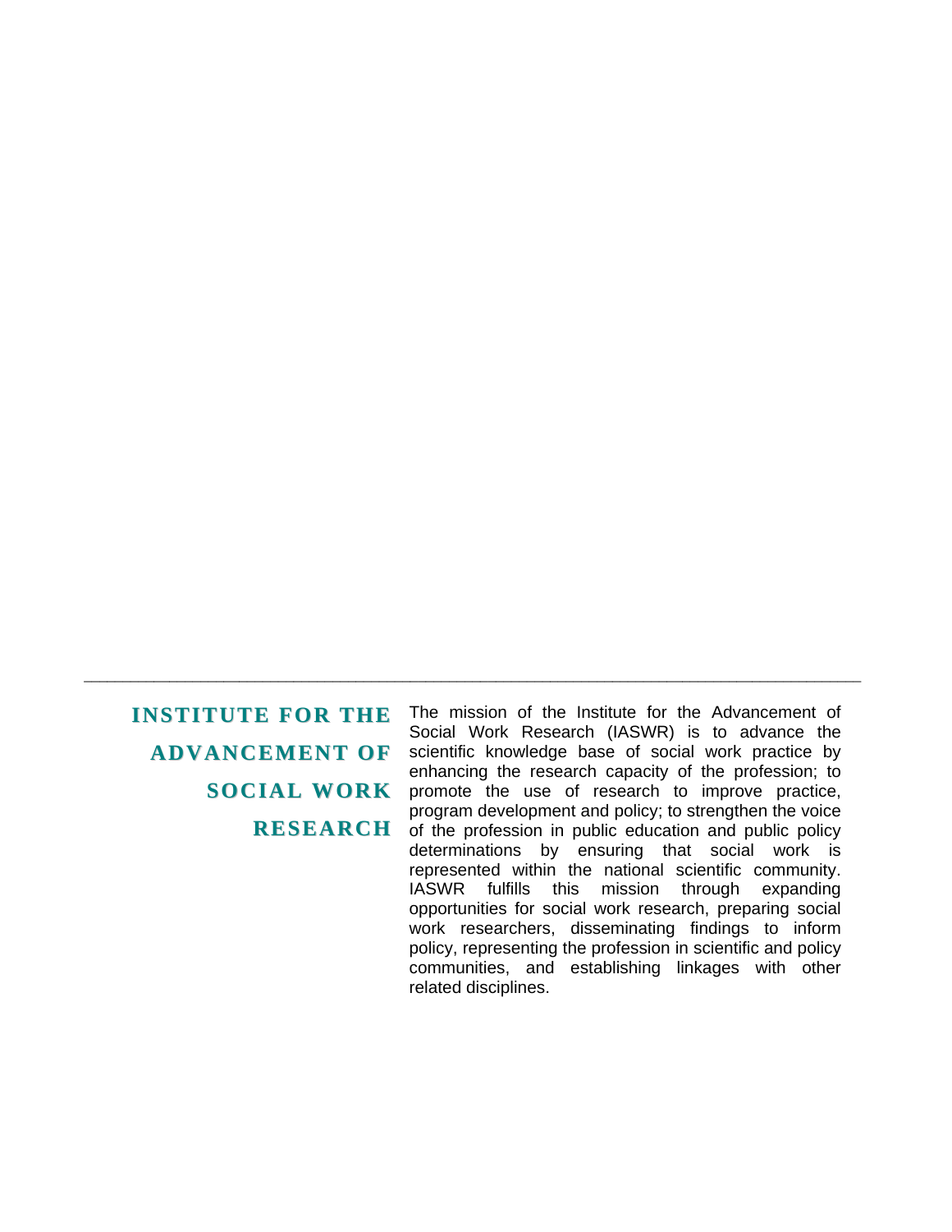---

## INSTITUTE FOR THE ADVANCEMENT OF SOCIAL WORK RESEARCH

The mission of the Institute for the Advancement of Social Work Research (IASWR) is to advance the scientific knowledge base of social work practice by enhancing the research capacity of the profession; to promote the use of research to improve practice, program development and policy; to strengthen the voice of the profession in public education and public policy determinations by ensuring that social work is represented within the national scientific community. IASWR fulfills this mission through expanding opportunities for social work research, preparing social work researchers, disseminating findings to inform policy, representing the profession in scientific and policy communities, and establishing linkages with other related disciplines.